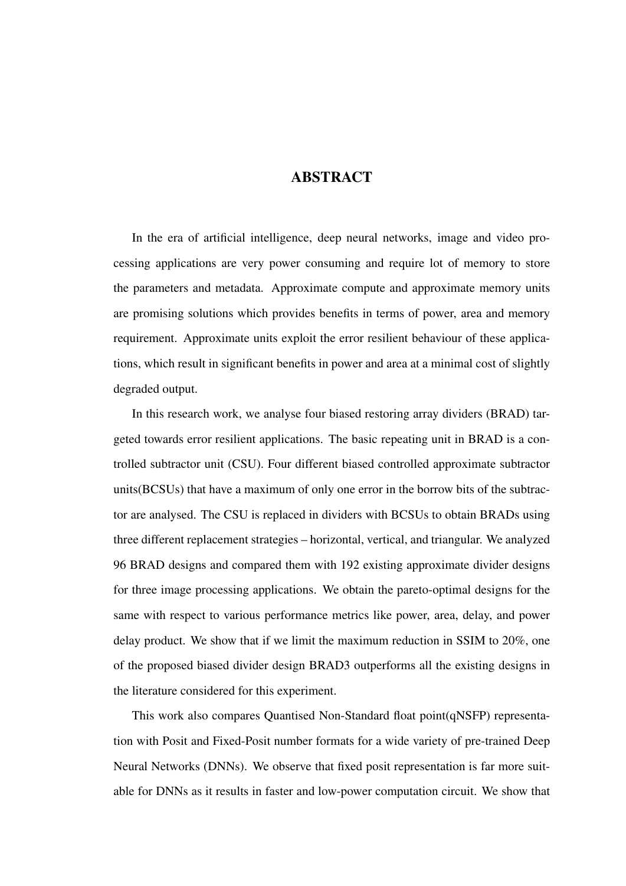# ABSTRACT

In the era of artificial intelligence, deep neural networks, image and video processing applications are very power consuming and require lot of memory to store the parameters and metadata. Approximate compute and approximate memory units are promising solutions which provides benefits in terms of power, area and memory requirement. Approximate units exploit the error resilient behaviour of these applications, which result in significant benefits in power and area at a minimal cost of slightly degraded output.

In this research work, we analyse four biased restoring array dividers (BRAD) targeted towards error resilient applications. The basic repeating unit in BRAD is a controlled subtractor unit (CSU). Four different biased controlled approximate subtractor units(BCSUs) that have a maximum of only one error in the borrow bits of the subtractor are analysed. The CSU is replaced in dividers with BCSUs to obtain BRADs using three different replacement strategies – horizontal, vertical, and triangular. We analyzed 96 BRAD designs and compared them with 192 existing approximate divider designs for three image processing applications. We obtain the pareto-optimal designs for the same with respect to various performance metrics like power, area, delay, and power delay product. We show that if we limit the maximum reduction in SSIM to 20%, one of the proposed biased divider design BRAD3 outperforms all the existing designs in the literature considered for this experiment.

This work also compares Quantised Non-Standard float point(qNSFP) representation with Posit and Fixed-Posit number formats for a wide variety of pre-trained Deep Neural Networks (DNNs). We observe that fixed posit representation is far more suitable for DNNs as it results in faster and low-power computation circuit. We show that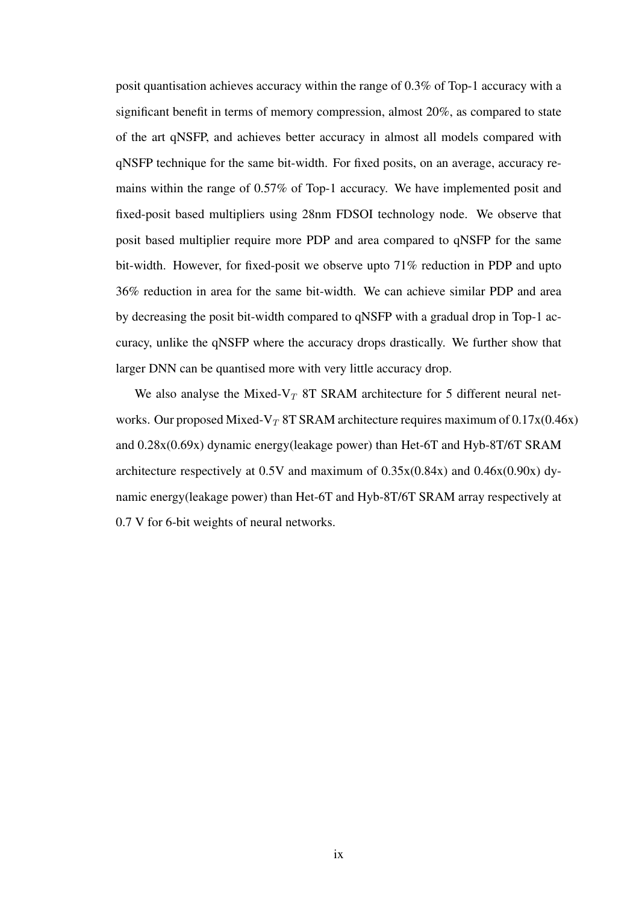posit quantisation achieves accuracy within the range of 0.3% of Top-1 accuracy with a significant benefit in terms of memory compression, almost 20%, as compared to state of the art qNSFP, and achieves better accuracy in almost all models compared with qNSFP technique for the same bit-width. For fixed posits, on an average, accuracy remains within the range of 0.57% of Top-1 accuracy. We have implemented posit and fixed-posit based multipliers using 28nm FDSOI technology node. We observe that posit based multiplier require more PDP and area compared to qNSFP for the same bit-width. However, for fixed-posit we observe upto 71% reduction in PDP and upto 36% reduction in area for the same bit-width. We can achieve similar PDP and area by decreasing the posit bit-width compared to qNSFP with a gradual drop in Top-1 accuracy, unlike the qNSFP where the accuracy drops drastically. We further show that larger DNN can be quantised more with very little accuracy drop.

We also analyse the Mixed-$V_T$ 8T SRAM architecture for 5 different neural networks. Our proposed Mixed-$V_T$ 8T SRAM architecture requires maximum of 0.17x(0.46x) and 0.28x(0.69x) dynamic energy(leakage power) than Het-6T and Hyb-8T/6T SRAM architecture respectively at 0.5V and maximum of 0.35x(0.84x) and 0.46x(0.90x) dynamic energy(leakage power) than Het-6T and Hyb-8T/6T SRAM array respectively at 0.7 V for 6-bit weights of neural networks.